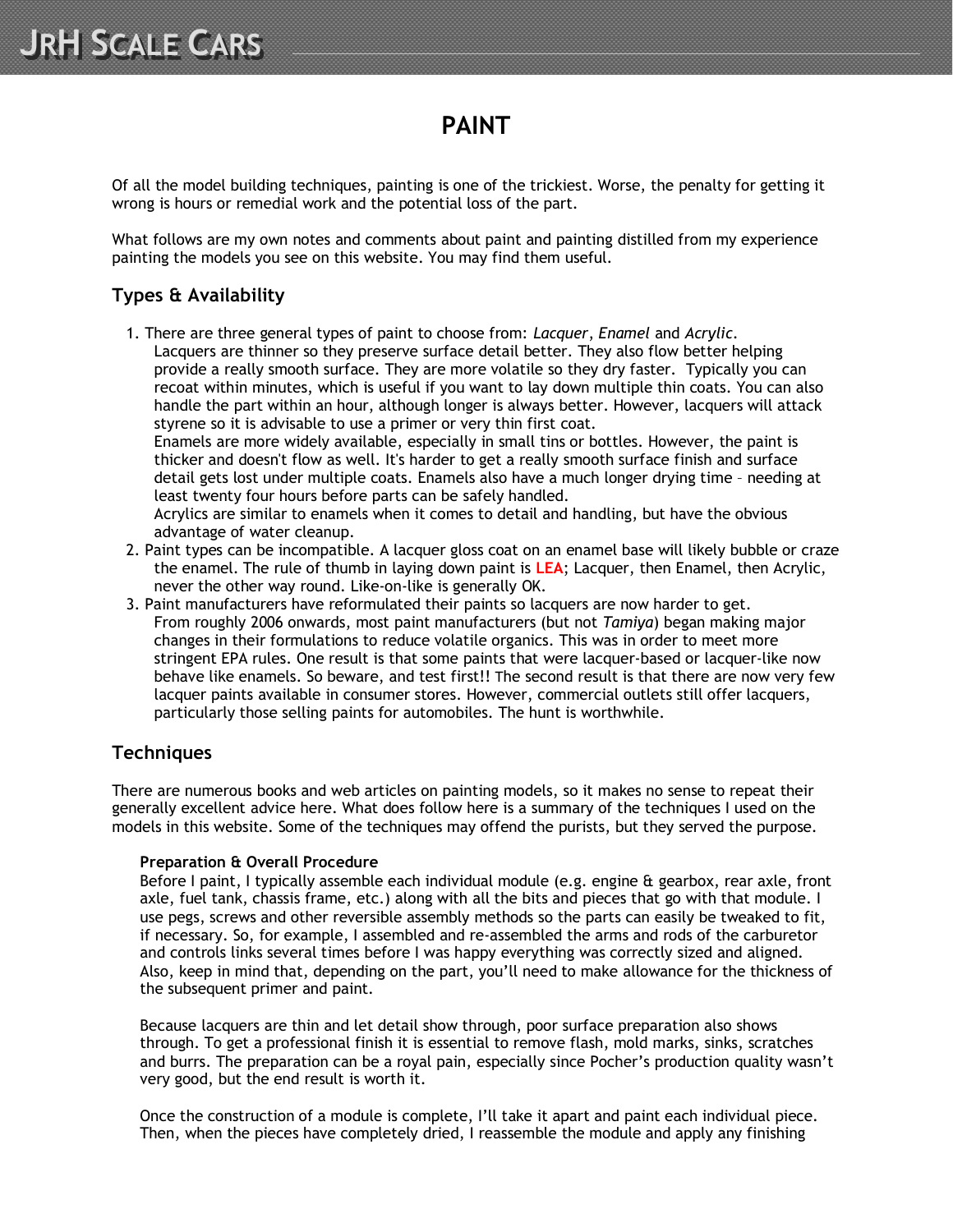# PAINT

Of all the model building techniques, painting is one of the trickiest. Worse, the penalty for getting it wrong is hours or remedial work and the potential loss of the part.

What follows are my own notes and comments about paint and painting distilled from my experience painting the models you see on this website. You may find them useful.

## Types & Availability

1. There are three general types of paint to choose from: *Lacquer*, *Enamel* and *Acrylic*.
   Lacquers are thinner so they preserve surface detail better. They also flow better helping provide a really smooth surface. They are more volatile so they dry faster. Typically you can recoat within minutes, which is useful if you want to lay down multiple thin coats. You can also handle the part within an hour, although longer is always better. However, lacquers will attack styrene so it is advisable to use a primer or very thin first coat.
   Enamels are more widely available, especially in small tins or bottles. However, the paint is thicker and doesn't flow as well. It's harder to get a really smooth surface finish and surface detail gets lost under multiple coats. Enamels also have a much longer drying time – needing at least twenty four hours before parts can be safely handled.
   Acrylics are similar to enamels when it comes to detail and handling, but have the obvious advantage of water cleanup.
2. Paint types can be incompatible. A lacquer gloss coat on an enamel base will likely bubble or craze the enamel. The rule of thumb in laying down paint is **LEA**; Lacquer, then Enamel, then Acrylic, never the other way round. Like-on-like is generally OK.
3. Paint manufacturers have reformulated their paints so lacquers are now harder to get.
   From roughly 2006 onwards, most paint manufacturers (but not *Tamiya*) began making major changes in their formulations to reduce volatile organics. This was in order to meet more stringent EPA rules. One result is that some paints that were lacquer-based or lacquer-like now behave like enamels. So beware, and test first!! The second result is that there are now very few lacquer paints available in consumer stores. However, commercial outlets still offer lacquers, particularly those selling paints for automobiles. The hunt is worthwhile.

## Techniques

There are numerous books and web articles on painting models, so it makes no sense to repeat their generally excellent advice here. What does follow here is a summary of the techniques I used on the models in this website. Some of the techniques may offend the purists, but they served the purpose.

### Preparation & Overall Procedure

Before I paint, I typically assemble each individual module (e.g. engine & gearbox, rear axle, front axle, fuel tank, chassis frame, etc.) along with all the bits and pieces that go with that module. I use pegs, screws and other reversible assembly methods so the parts can easily be tweaked to fit, if necessary. So, for example, I assembled and re-assembled the arms and rods of the carburetor and controls links several times before I was happy everything was correctly sized and aligned. Also, keep in mind that, depending on the part, you'll need to make allowance for the thickness of the subsequent primer and paint.

Because lacquers are thin and let detail show through, poor surface preparation also shows through. To get a professional finish it is essential to remove flash, mold marks, sinks, scratches and burrs. The preparation can be a royal pain, especially since Pocher's production quality wasn't very good, but the end result is worth it.

Once the construction of a module is complete, I'll take it apart and paint each individual piece. Then, when the pieces have completely dried, I reassemble the module and apply any finishing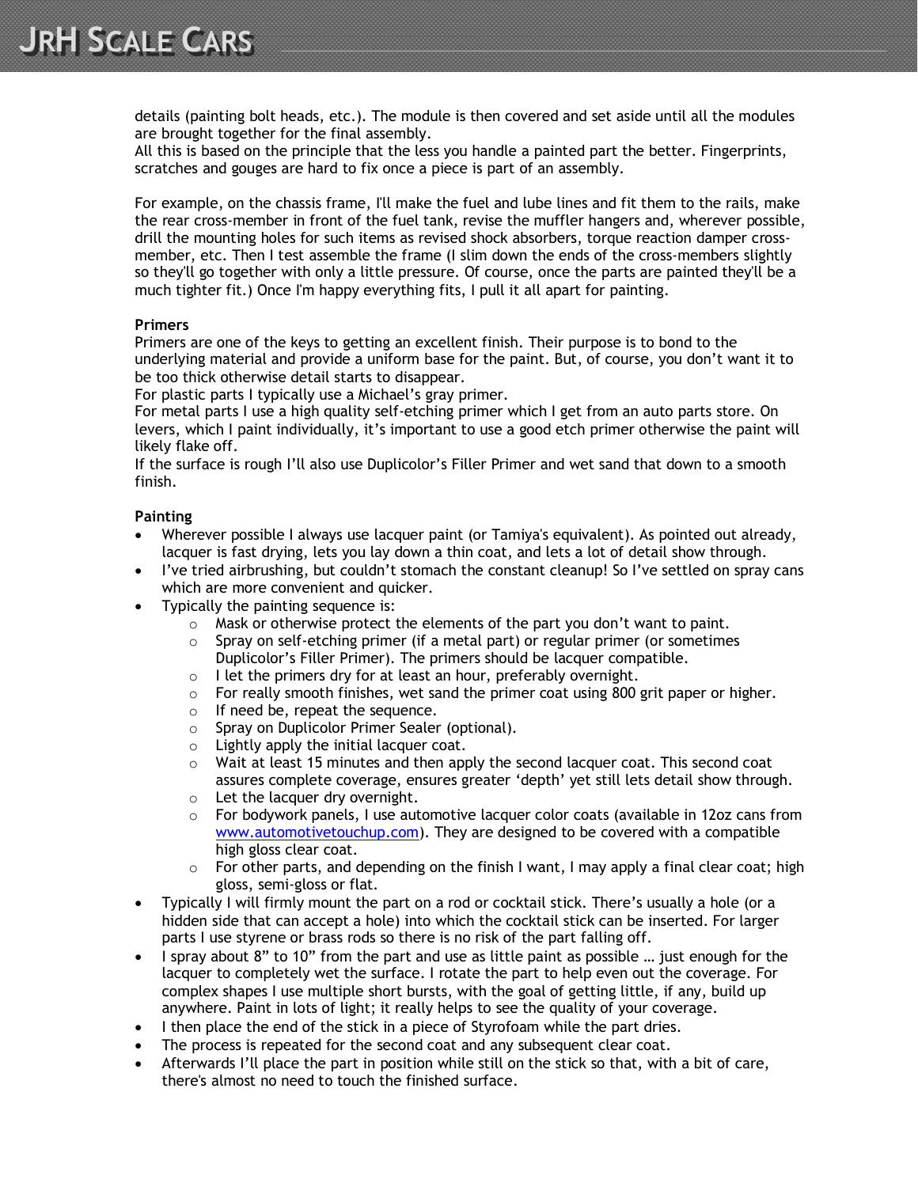details (painting bolt heads, etc.). The module is then covered and set aside until all the modules are brought together for the final assembly.
All this is based on the principle that the less you handle a painted part the better. Fingerprints, scratches and gouges are hard to fix once a piece is part of an assembly.

For example, on the chassis frame, I'll make the fuel and lube lines and fit them to the rails, make the rear cross-member in front of the fuel tank, revise the muffler hangers and, wherever possible, drill the mounting holes for such items as revised shock absorbers, torque reaction damper cross-member, etc. Then I test assemble the frame (I slim down the ends of the cross-members slightly so they'll go together with only a little pressure. Of course, once the parts are painted they'll be a much tighter fit.) Once I'm happy everything fits, I pull it all apart for painting.

**Primers**
Primers are one of the keys to getting an excellent finish. Their purpose is to bond to the underlying material and provide a uniform base for the paint. But, of course, you don't want it to be too thick otherwise detail starts to disappear.
For plastic parts I typically use a Michael's gray primer.
For metal parts I use a high quality self-etching primer which I get from an auto parts store. On levers, which I paint individually, it's important to use a good etch primer otherwise the paint will likely flake off.
If the surface is rough I'll also use Duplicolor's Filler Primer and wet sand that down to a smooth finish.

**Painting**

- Wherever possible I always use lacquer paint (or Tamiya's equivalent). As pointed out already, lacquer is fast drying, lets you lay down a thin coat, and lets a lot of detail show through.
- I've tried airbrushing, but couldn't stomach the constant cleanup! So I've settled on spray cans which are more convenient and quicker.
- Typically the painting sequence is:
    - Mask or otherwise protect the elements of the part you don't want to paint.
    - Spray on self-etching primer (if a metal part) or regular primer (or sometimes Duplicolor's Filler Primer). The primers should be lacquer compatible.
    - I let the primers dry for at least an hour, preferably overnight.
    - For really smooth finishes, wet sand the primer coat using 800 grit paper or higher.
    - If need be, repeat the sequence.
    - Spray on Duplicolor Primer Sealer (optional).
    - Lightly apply the initial lacquer coat.
    - Wait at least 15 minutes and then apply the second lacquer coat. This second coat assures complete coverage, ensures greater 'depth' yet still lets detail show through.
    - Let the lacquer dry overnight.
    - For bodywork panels, I use automotive lacquer color coats (available in 12oz cans from [www.automotivetouchup.com](http://www.automotivetouchup.com)). They are designed to be covered with a compatible high gloss clear coat.
    - For other parts, and depending on the finish I want, I may apply a final clear coat; high gloss, semi-gloss or flat.
- Typically I will firmly mount the part on a rod or cocktail stick. There's usually a hole (or a hidden side that can accept a hole) into which the cocktail stick can be inserted. For larger parts I use styrene or brass rods so there is no risk of the part falling off.
- I spray about 8" to 10" from the part and use as little paint as possible … just enough for the lacquer to completely wet the surface. I rotate the part to help even out the coverage. For complex shapes I use multiple short bursts, with the goal of getting little, if any, build up anywhere. Paint in lots of light; it really helps to see the quality of your coverage.
- I then place the end of the stick in a piece of Styrofoam while the part dries.
- The process is repeated for the second coat and any subsequent clear coat.
- Afterwards I'll place the part in position while still on the stick so that, with a bit of care, there's almost no need to touch the finished surface.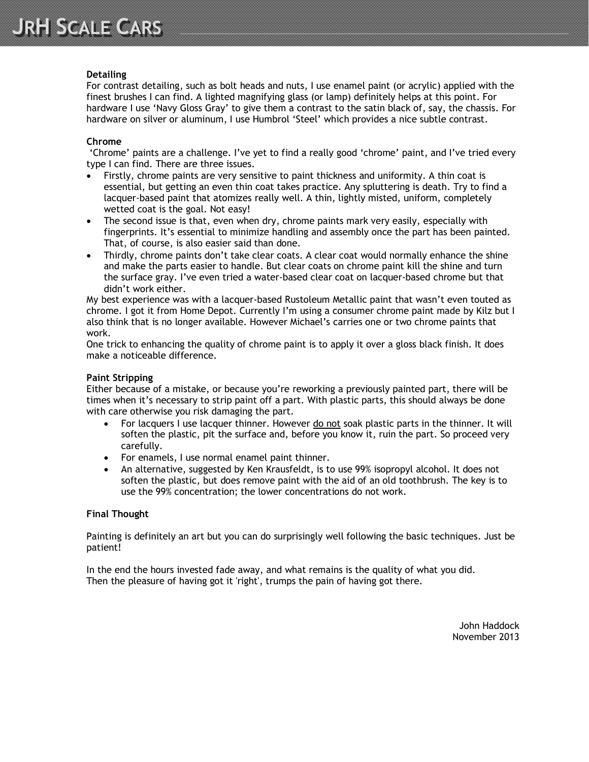### Detailing

For contrast detailing, such as bolt heads and nuts, I use enamel paint (or acrylic) applied with the finest brushes I can find. A lighted magnifying glass (or lamp) definitely helps at this point. For hardware I use 'Navy Gloss Gray' to give them a contrast to the satin black of, say, the chassis. For hardware on silver or aluminum, I use Humbrol 'Steel' which provides a nice subtle contrast.

### Chrome

'Chrome' paints are a challenge. I've yet to find a really good 'chrome' paint, and I've tried every type I can find. There are three issues.

- Firstly, chrome paints are very sensitive to paint thickness and uniformity. A thin coat is essential, but getting an even thin coat takes practice. Any spluttering is death. Try to find a lacquer-based paint that atomizes really well. A thin, lightly misted, uniform, completely wetted coat is the goal. Not easy!
- The second issue is that, even when dry, chrome paints mark very easily, especially with fingerprints. It's essential to minimize handling and assembly once the part has been painted. That, of course, is also easier said than done.
- Thirdly, chrome paints don't take clear coats. A clear coat would normally enhance the shine and make the parts easier to handle. But clear coats on chrome paint kill the shine and turn the surface gray. I've even tried a water-based clear coat on lacquer-based chrome but that didn't work either.

My best experience was with a lacquer-based Rustoleum Metallic paint that wasn't even touted as chrome. I got it from Home Depot. Currently I'm using a consumer chrome paint made by Kilz but I also think that is no longer available. However Michael's carries one or two chrome paints that work.

One trick to enhancing the quality of chrome paint is to apply it over a gloss black finish. It does make a noticeable difference.

### Paint Stripping

Either because of a mistake, or because you're reworking a previously painted part, there will be times when it's necessary to strip paint off a part. With plastic parts, this should always be done with care otherwise you risk damaging the part.

- For lacquers I use lacquer thinner. However <u>do not</u> soak plastic parts in the thinner. It will soften the plastic, pit the surface and, before you know it, ruin the part. So proceed very carefully.
- For enamels, I use normal enamel paint thinner.
- An alternative, suggested by Ken Krausfeldt, is to use 99% isopropyl alcohol. It does not soften the plastic, but does remove paint with the aid of an old toothbrush. The key is to use the 99% concentration; the lower concentrations do not work.

### Final Thought

Painting is definitely an art but you can do surprisingly well following the basic techniques. Just be patient!

In the end the hours invested fade away, and what remains is the quality of what you did.
Then the pleasure of having got it 'right', trumps the pain of having got there.

John Haddock
November 2013